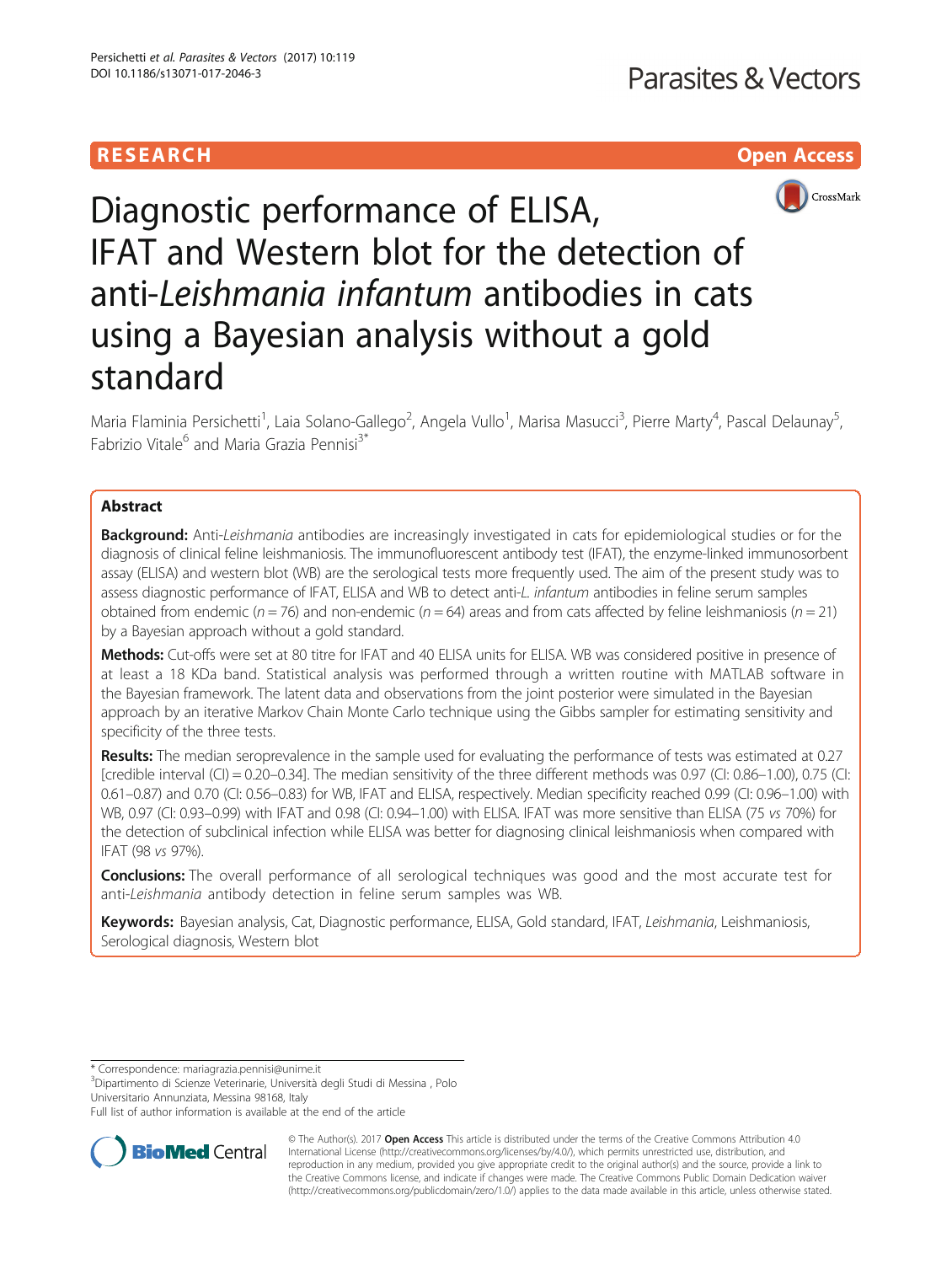RESEARCH

Open Access

# Diagnostic performance of ELISA, IFAT and Western blot for the detection of anti-*Leishmania infantum* antibodies in cats using a Bayesian analysis without a gold standard

Maria Flaminia Persichetti[1], Laia Solano-Gallego[2], Angela Vullo[1], Marisa Masucci[3], Pierre Marty[4], Pascal Delaunay[5], Fabrizio Vitale[6] and Maria Grazia Pennisi[3*]

## Abstract

**Background:** Anti-*Leishmania* antibodies are increasingly investigated in cats for epidemiological studies or for the diagnosis of clinical feline leishmaniosis. The immunofluorescent antibody test (IFAT), the enzyme-linked immunosorbent assay (ELISA) and western blot (WB) are the serological tests more frequently used. The aim of the present study was to assess diagnostic performance of IFAT, ELISA and WB to detect anti-*L. infantum* antibodies in feline serum samples obtained from endemic ($n = 76$) and non-endemic ($n = 64$) areas and from cats affected by feline leishmaniosis ($n = 21$) by a Bayesian approach without a gold standard.

**Methods:** Cut-offs were set at 80 titre for IFAT and 40 ELISA units for ELISA. WB was considered positive in presence of at least a 18 KDa band. Statistical analysis was performed through a written routine with MATLAB software in the Bayesian framework. The latent data and observations from the joint posterior were simulated in the Bayesian approach by an iterative Markov Chain Monte Carlo technique using the Gibbs sampler for estimating sensitivity and specificity of the three tests.

**Results:** The median seroprevalence in the sample used for evaluating the performance of tests was estimated at 0.27 [credible interval (CI) = 0.20–0.34]. The median sensitivity of the three different methods was 0.97 (CI: 0.86–1.00), 0.75 (CI: 0.61–0.87) and 0.70 (CI: 0.56–0.83) for WB, IFAT and ELISA, respectively. Median specificity reached 0.99 (CI: 0.96–1.00) with WB, 0.97 (CI: 0.93–0.99) with IFAT and 0.98 (CI: 0.94–1.00) with ELISA. IFAT was more sensitive than ELISA (75 *vs* 70%) for the detection of subclinical infection while ELISA was better for diagnosing clinical leishmaniosis when compared with IFAT (98 *vs* 97%).

**Conclusions:** The overall performance of all serological techniques was good and the most accurate test for anti-*Leishmania* antibody detection in feline serum samples was WB.

**Keywords:** Bayesian analysis, Cat, Diagnostic performance, ELISA, Gold standard, IFAT, *Leishmania*, Leishmaniosis, Serological diagnosis, Western blot

---

\* Correspondence: mariagrazia.pennisi@unime.it

[3]Dipartimento di Scienze Veterinarie, Università degli Studi di Messina , Polo Universitario Annunziata, Messina 98168, Italy

Full list of author information is available at the end of the article

© The Author(s). 2017 **Open Access** This article is distributed under the terms of the Creative Commons Attribution 4.0 International License (http://creativecommons.org/licenses/by/4.0/), which permits unrestricted use, distribution, and reproduction in any medium, provided you give appropriate credit to the original author(s) and the source, provide a link to the Creative Commons license, and indicate if changes were made. The Creative Commons Public Domain Dedication waiver (http://creativecommons.org/publicdomain/zero/1.0/) applies to the data made available in this article, unless otherwise stated.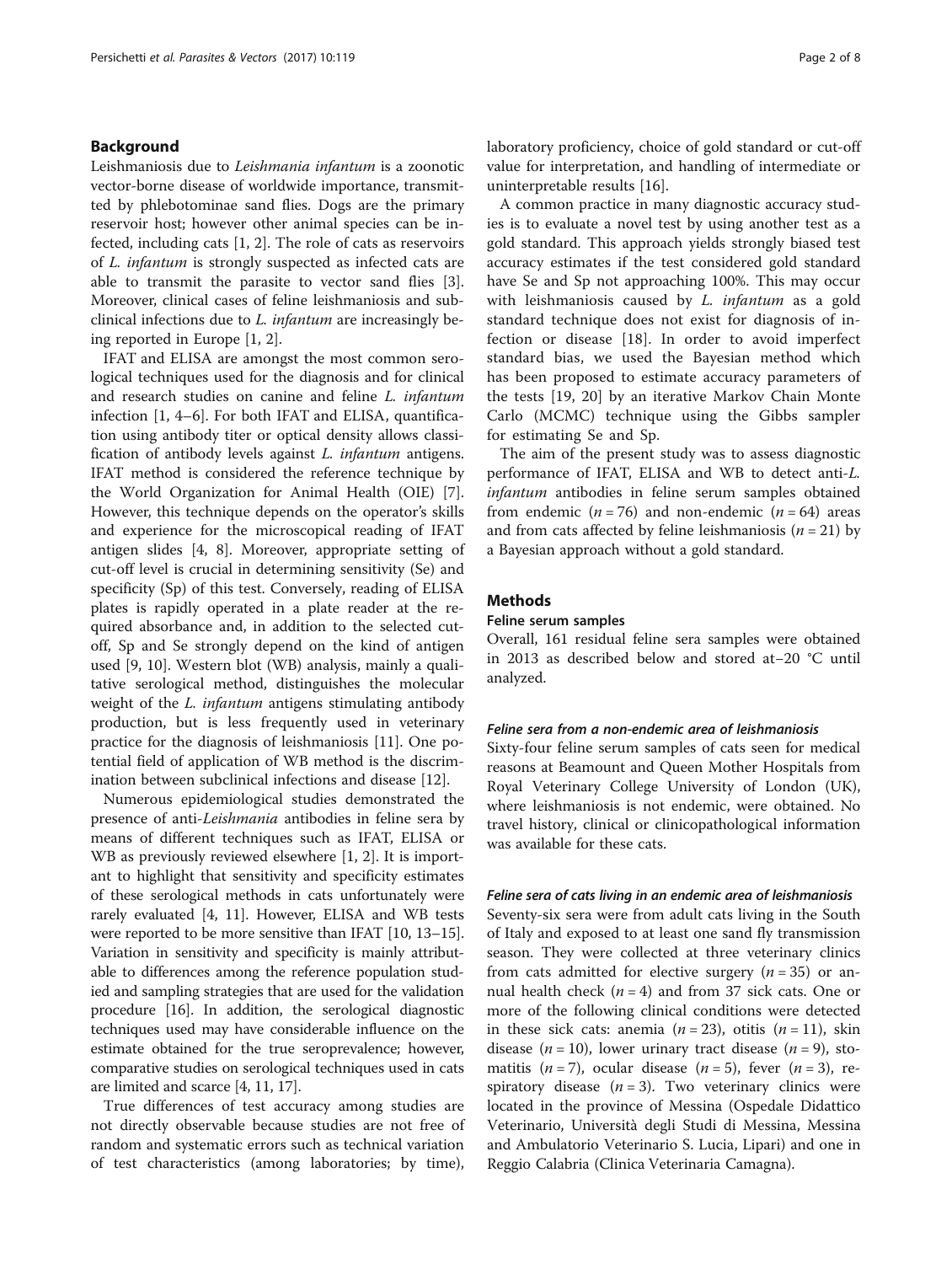## Background

Leishmaniosis due to *Leishmania infantum* is a zoonotic vector-borne disease of worldwide importance, transmitted by phlebotominae sand flies. Dogs are the primary reservoir host; however other animal species can be infected, including cats [1, 2]. The role of cats as reservoirs of *L. infantum* is strongly suspected as infected cats are able to transmit the parasite to vector sand flies [3]. Moreover, clinical cases of feline leishmaniosis and subclinical infections due to *L. infantum* are increasingly being reported in Europe [1, 2].

IFAT and ELISA are amongst the most common serological techniques used for the diagnosis and for clinical and research studies on canine and feline *L. infantum* infection [1, 4–6]. For both IFAT and ELISA, quantification using antibody titer or optical density allows classification of antibody levels against *L. infantum* antigens. IFAT method is considered the reference technique by the World Organization for Animal Health (OIE) [7]. However, this technique depends on the operator's skills and experience for the microscopical reading of IFAT antigen slides [4, 8]. Moreover, appropriate setting of cut-off level is crucial in determining sensitivity (Se) and specificity (Sp) of this test. Conversely, reading of ELISA plates is rapidly operated in a plate reader at the required absorbance and, in addition to the selected cut-off, Sp and Se strongly depend on the kind of antigen used [9, 10]. Western blot (WB) analysis, mainly a qualitative serological method, distinguishes the molecular weight of the *L. infantum* antigens stimulating antibody production, but is less frequently used in veterinary practice for the diagnosis of leishmaniosis [11]. One potential field of application of WB method is the discrimination between subclinical infections and disease [12].

Numerous epidemiological studies demonstrated the presence of anti-*Leishmania* antibodies in feline sera by means of different techniques such as IFAT, ELISA or WB as previously reviewed elsewhere [1, 2]. It is important to highlight that sensitivity and specificity estimates of these serological methods in cats unfortunately were rarely evaluated [4, 11]. However, ELISA and WB tests were reported to be more sensitive than IFAT [10, 13–15]. Variation in sensitivity and specificity is mainly attributable to differences among the reference population studied and sampling strategies that are used for the validation procedure [16]. In addition, the serological diagnostic techniques used may have considerable influence on the estimate obtained for the true seroprevalence; however, comparative studies on serological techniques used in cats are limited and scarce [4, 11, 17].

True differences of test accuracy among studies are not directly observable because studies are not free of random and systematic errors such as technical variation of test characteristics (among laboratories; by time), laboratory proficiency, choice of gold standard or cut-off value for interpretation, and handling of intermediate or uninterpretable results [16].

A common practice in many diagnostic accuracy studies is to evaluate a novel test by using another test as a gold standard. This approach yields strongly biased test accuracy estimates if the test considered gold standard have Se and Sp not approaching 100%. This may occur with leishmaniosis caused by *L. infantum* as a gold standard technique does not exist for diagnosis of infection or disease [18]. In order to avoid imperfect standard bias, we used the Bayesian method which has been proposed to estimate accuracy parameters of the tests [19, 20] by an iterative Markov Chain Monte Carlo (MCMC) technique using the Gibbs sampler for estimating Se and Sp.

The aim of the present study was to assess diagnostic performance of IFAT, ELISA and WB to detect anti-*L. infantum* antibodies in feline serum samples obtained from endemic ($n = 76$) and non-endemic ($n = 64$) areas and from cats affected by feline leishmaniosis ($n = 21$) by a Bayesian approach without a gold standard.

## Methods

### Feline serum samples

Overall, 161 residual feline sera samples were obtained in 2013 as described below and stored at−20 °C until analyzed.

#### *Feline sera from a non-endemic area of leishmaniosis*

Sixty-four feline serum samples of cats seen for medical reasons at Beamount and Queen Mother Hospitals from Royal Veterinary College University of London (UK), where leishmaniosis is not endemic, were obtained. No travel history, clinical or clinicopathological information was available for these cats.

#### *Feline sera of cats living in an endemic area of leishmaniosis*

Seventy-six sera were from adult cats living in the South of Italy and exposed to at least one sand fly transmission season. They were collected at three veterinary clinics from cats admitted for elective surgery ($n = 35$) or annual health check ($n = 4$) and from 37 sick cats. One or more of the following clinical conditions were detected in these sick cats: anemia ($n = 23$), otitis ($n = 11$), skin disease ($n = 10$), lower urinary tract disease ($n = 9$), stomatitis ($n = 7$), ocular disease ($n = 5$), fever ($n = 3$), respiratory disease ($n = 3$). Two veterinary clinics were located in the province of Messina (Ospedale Didattico Veterinario, Università degli Studi di Messina, Messina and Ambulatorio Veterinario S. Lucia, Lipari) and one in Reggio Calabria (Clinica Veterinaria Camagna).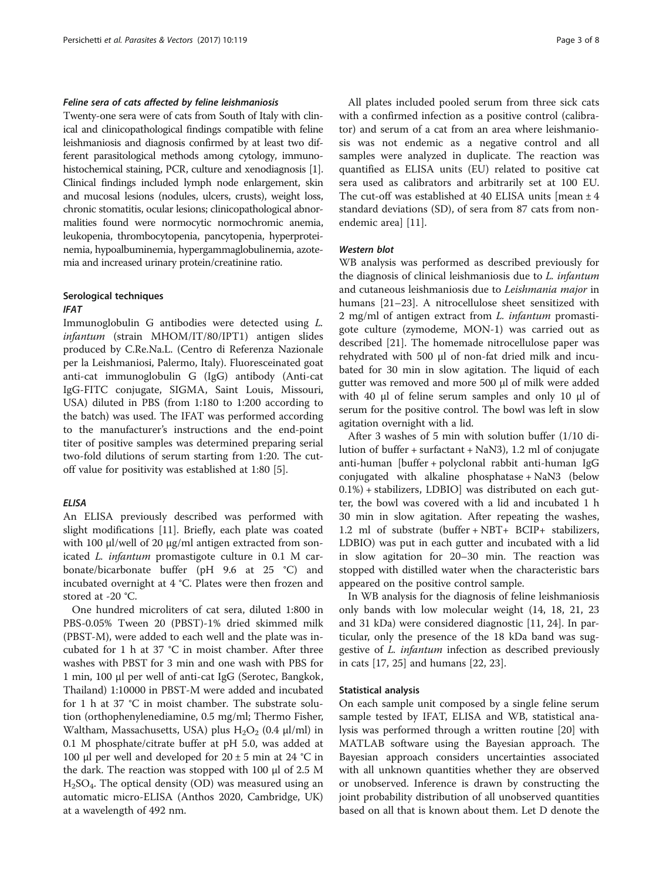#### *Feline sera of cats affected by feline leishmaniosis*

Twenty-one sera were of cats from South of Italy with clinical and clinicopathological findings compatible with feline leishmaniosis and diagnosis confirmed by at least two different parasitological methods among cytology, immunohistochemical staining, PCR, culture and xenodiagnosis [1]. Clinical findings included lymph node enlargement, skin and mucosal lesions (nodules, ulcers, crusts), weight loss, chronic stomatitis, ocular lesions; clinicopathological abnormalities found were normocytic normochromic anemia, leukopenia, thrombocytopenia, pancytopenia, hyperproteinemia, hypoalbuminemia, hypergammaglobulinemia, azotemia and increased urinary protein/creatinine ratio.

### Serological techniques

#### *IFAT*

Immunoglobulin G antibodies were detected using *L. infantum* (strain MHOM/IT/80/IPT1) antigen slides produced by C.Re.Na.L. (Centro di Referenza Nazionale per la Leishmaniosi, Palermo, Italy). Fluoresceinated goat anti-cat immunoglobulin G (IgG) antibody (Anti-cat IgG-FITC conjugate, SIGMA, Saint Louis, Missouri, USA) diluted in PBS (from 1:180 to 1:200 according to the batch) was used. The IFAT was performed according to the manufacturer's instructions and the end-point titer of positive samples was determined preparing serial two-fold dilutions of serum starting from 1:20. The cut-off value for positivity was established at 1:80 [5].

#### *ELISA*

An ELISA previously described was performed with slight modifications [11]. Briefly, each plate was coated with 100 μl/well of 20 μg/ml antigen extracted from sonicated *L. infantum* promastigote culture in 0.1 M carbonate/bicarbonate buffer (pH 9.6 at 25 °C) and incubated overnight at 4 °C. Plates were then frozen and stored at -20 °C.

One hundred microliters of cat sera, diluted 1:800 in PBS-0.05% Tween 20 (PBST)-1% dried skimmed milk (PBST-M), were added to each well and the plate was incubated for 1 h at 37 °C in moist chamber. After three washes with PBST for 3 min and one wash with PBS for 1 min, 100 μl per well of anti-cat IgG (Serotec, Bangkok, Thailand) 1:10000 in PBST-M were added and incubated for 1 h at 37 °C in moist chamber. The substrate solution (orthophenylenediamine, 0.5 mg/ml; Thermo Fisher, Waltham, Massachusetts, USA) plus $H_2O_2$ (0.4 μl/ml) in 0.1 M phosphate/citrate buffer at pH 5.0, was added at 100 μl per well and developed for 20 ± 5 min at 24 °C in the dark. The reaction was stopped with 100 μl of 2.5 M $H_2SO_4$. The optical density (OD) was measured using an automatic micro-ELISA (Anthos 2020, Cambridge, UK) at a wavelength of 492 nm.

All plates included pooled serum from three sick cats with a confirmed infection as a positive control (calibrator) and serum of a cat from an area where leishmaniosis was not endemic as a negative control and all samples were analyzed in duplicate. The reaction was quantified as ELISA units (EU) related to positive cat sera used as calibrators and arbitrarily set at 100 EU. The cut-off was established at 40 ELISA units [mean ± 4 standard deviations (SD), of sera from 87 cats from non-endemic area] [11].

#### *Western blot*

WB analysis was performed as described previously for the diagnosis of clinical leishmaniosis due to *L. infantum* and cutaneous leishmaniosis due to *Leishmania major* in humans [21–23]. A nitrocellulose sheet sensitized with 2 mg/ml of antigen extract from *L. infantum* promastigote culture (zymodeme, MON-1) was carried out as described [21]. The homemade nitrocellulose paper was rehydrated with 500 μl of non-fat dried milk and incubated for 30 min in slow agitation. The liquid of each gutter was removed and more 500 μl of milk were added with 40 μl of feline serum samples and only 10 μl of serum for the positive control. The bowl was left in slow agitation overnight with a lid.

After 3 washes of 5 min with solution buffer (1/10 dilution of buffer + surfactant + NaN3), 1.2 ml of conjugate anti-human [buffer + polyclonal rabbit anti-human IgG conjugated with alkaline phosphatase + NaN3 (below 0.1%) + stabilizers, LDBIO] was distributed on each gutter, the bowl was covered with a lid and incubated 1 h 30 min in slow agitation. After repeating the washes, 1.2 ml of substrate (buffer + NBT+ BCIP+ stabilizers, LDBIO) was put in each gutter and incubated with a lid in slow agitation for 20–30 min. The reaction was stopped with distilled water when the characteristic bars appeared on the positive control sample.

In WB analysis for the diagnosis of feline leishmaniosis only bands with low molecular weight (14, 18, 21, 23 and 31 kDa) were considered diagnostic [11, 24]. In particular, only the presence of the 18 kDa band was suggestive of *L. infantum* infection as described previously in cats [17, 25] and humans [22, 23].

### Statistical analysis

On each sample unit composed by a single feline serum sample tested by IFAT, ELISA and WB, statistical analysis was performed through a written routine [20] with MATLAB software using the Bayesian approach. The Bayesian approach considers uncertainties associated with all unknown quantities whether they are observed or unobserved. Inference is drawn by constructing the joint probability distribution of all unobserved quantities based on all that is known about them. Let D denote the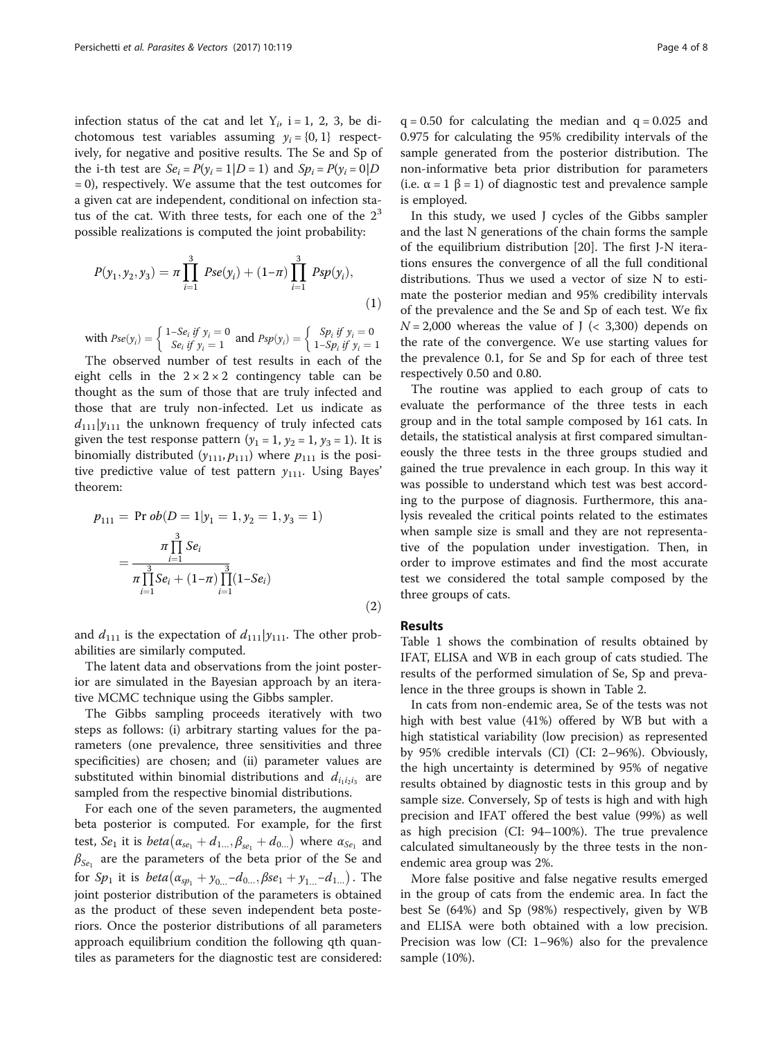infection status of the cat and let $Y_i$, i = 1, 2, 3, be dichotomous test variables assuming $y_i = \{0, 1\}$ respectively, for negative and positive results. The Se and Sp of the i-th test are $Se_i = P(y_i = 1|D = 1)$ and $Sp_i = P(y_i = 0|D = 0)$, respectively. We assume that the test outcomes for a given cat are independent, conditional on infection status of the cat. With three tests, for each one of the $2^3$ possible realizations is computed the joint probability:

$$P(y_1, y_2, y_3) = \pi \prod_{i=1}^{3} Pse(y_i) + (1-\pi) \prod_{i=1}^{3} Psp(y_i), \tag{1}$$

with $Pse(y_i) = \begin{cases} 1-Se_i \text{ if } y_i = 0 \\ Se_i \text{ if } y_i = 1 \end{cases}$ and $Psp(y_i) = \begin{cases} Sp_i \text{ if } y_i = 0 \\ 1-Sp_i \text{ if } y_i = 1 \end{cases}$

The observed number of test results in each of the eight cells in the $2 \times 2 \times 2$ contingency table can be thought as the sum of those that are truly infected and those that are truly non-infected. Let us indicate as $d_{111}|y_{111}$ the unknown frequency of truly infected cats given the test response pattern ($y_1 = 1$, $y_2 = 1$, $y_3 = 1$). It is binomially distributed $(y_{111}, p_{111})$ where $p_{111}$ is the positive predictive value of test pattern $y_{111}$. Using Bayes' theorem:

$$p_{111} = \Pr ob(D = 1|y_1 = 1, y_2 = 1, y_3 = 1) = \frac{\pi \prod_{i=1}^{3} Se_i}{\pi \prod_{i=1}^{3} Se_i + (1-\pi) \prod_{i=1}^{3} (1-Se_i)} \tag{2}$$

and $d_{111}$ is the expectation of $d_{111}|y_{111}$. The other probabilities are similarly computed.

The latent data and observations from the joint posterior are simulated in the Bayesian approach by an iterative MCMC technique using the Gibbs sampler.

The Gibbs sampling proceeds iteratively with two steps as follows: (i) arbitrary starting values for the parameters (one prevalence, three sensitivities and three specificities) are chosen; and (ii) parameter values are substituted within binomial distributions and $d_{i_1 i_2 i_3}$ are sampled from the respective binomial distributions.

For each one of the seven parameters, the augmented beta posterior is computed. For example, for the first test, $Se_1$ it is $beta(\alpha_{se_1} + d_{1...}, \beta_{se_1} + d_{0...})$ where $\alpha_{Se_1}$ and $\beta_{Se_1}$ are the parameters of the beta prior of the Se and for $Sp_1$ it is $beta(\alpha_{sp_1} + y_{0...} - d_{0...}, \beta se_1 + y_{1...} - d_{1...})$. The joint posterior distribution of the parameters is obtained as the product of these seven independent beta posteriors. Once the posterior distributions of all parameters approach equilibrium condition the following qth quantiles as parameters for the diagnostic test are considered: q = 0.50 for calculating the median and q = 0.025 and 0.975 for calculating the 95% credibility intervals of the sample generated from the posterior distribution. The non-informative beta prior distribution for parameters (i.e. α = 1 β = 1) of diagnostic test and prevalence sample is employed.

In this study, we used J cycles of the Gibbs sampler and the last N generations of the chain forms the sample of the equilibrium distribution [20]. The first J-N iterations ensures the convergence of all the full conditional distributions. Thus we used a vector of size N to estimate the posterior median and 95% credibility intervals of the prevalence and the Se and Sp of each test. We fix $N = 2,000$ whereas the value of J (< 3,300) depends on the rate of the convergence. We use starting values for the prevalence 0.1, for Se and Sp for each of three test respectively 0.50 and 0.80.

The routine was applied to each group of cats to evaluate the performance of the three tests in each group and in the total sample composed by 161 cats. In details, the statistical analysis at first compared simultaneously the three tests in the three groups studied and gained the true prevalence in each group. In this way it was possible to understand which test was best according to the purpose of diagnosis. Furthermore, this analysis revealed the critical points related to the estimates when sample size is small and they are not representative of the population under investigation. Then, in order to improve estimates and find the most accurate test we considered the total sample composed by the three groups of cats.

## Results

Table 1 shows the combination of results obtained by IFAT, ELISA and WB in each group of cats studied. The results of the performed simulation of Se, Sp and prevalence in the three groups is shown in Table 2.

In cats from non-endemic area, Se of the tests was not high with best value (41%) offered by WB but with a high statistical variability (low precision) as represented by 95% credible intervals (CI) (CI: 2–96%). Obviously, the high uncertainty is determined by 95% of negative results obtained by diagnostic tests in this group and by sample size. Conversely, Sp of tests is high and with high precision and IFAT offered the best value (99%) as well as high precision (CI: 94–100%). The true prevalence calculated simultaneously by the three tests in the non-endemic area group was 2%.

More false positive and false negative results emerged in the group of cats from the endemic area. In fact the best Se (64%) and Sp (98%) respectively, given by WB and ELISA were both obtained with a low precision. Precision was low (CI: 1–96%) also for the prevalence sample (10%).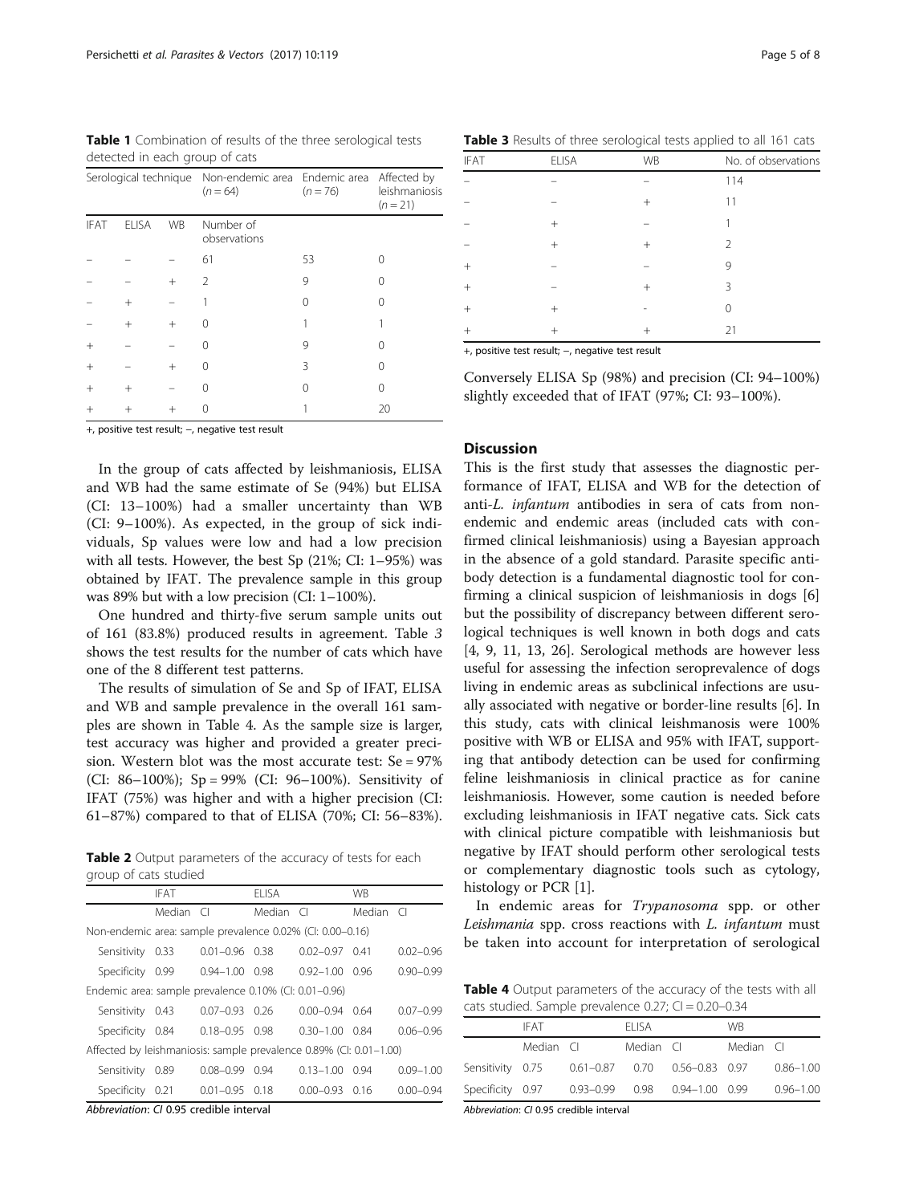**Table 1** Combination of results of the three serological tests detected in each group of cats

| Serological technique | | | Non-endemic area ($n = 64$) | Endemic area ($n = 76$) | Affected by leishmaniosis ($n = 21$) |
|---|---|---|---|---|---|
| IFAT | ELISA | WB | Number of observations | | |
| – | – | – | 61 | 53 | 0 |
| – | – | + | 2 | 9 | 0 |
| – | + | – | 1 | 0 | 0 |
| – | + | + | 0 | 1 | 1 |
| + | – | – | 0 | 9 | 0 |
| + | – | + | 0 | 3 | 0 |
| + | + | – | 0 | 0 | 0 |
| + | + | + | 0 | 1 | 20 |

+, positive test result; –, negative test result

In the group of cats affected by leishmaniosis, ELISA and WB had the same estimate of Se (94%) but ELISA (CI: 13–100%) had a smaller uncertainty than WB (CI: 9–100%). As expected, in the group of sick individuals, Sp values were low and had a low precision with all tests. However, the best Sp (21%; CI: 1–95%) was obtained by IFAT. The prevalence sample in this group was 89% but with a low precision (CI: 1–100%).

One hundred and thirty-five serum sample units out of 161 (83.8%) produced results in agreement. Table 3 shows the test results for the number of cats which have one of the 8 different test patterns.

The results of simulation of Se and Sp of IFAT, ELISA and WB and sample prevalence in the overall 161 samples are shown in Table 4. As the sample size is larger, test accuracy was higher and provided a greater precision. Western blot was the most accurate test: Se = 97% (CI: 86–100%); Sp = 99% (CI: 96–100%). Sensitivity of IFAT (75%) was higher and with a higher precision (CI: 61–87%) compared to that of ELISA (70%; CI: 56–83%).

**Table 2** Output parameters of the accuracy of tests for each group of cats studied

| | IFAT | | ELISA | | WB | |
|---|---|---|---|---|---|---|
| | Median | CI | Median | CI | Median | CI |
| Non-endemic area: sample prevalence 0.02% (CI: 0.00–0.16) | | | | | | |
| Sensitivity | 0.33 | 0.01–0.96 | 0.38 | 0.02–0.97 | 0.41 | 0.02–0.96 |
| Specificity | 0.99 | 0.94–1.00 | 0.98 | 0.92–1.00 | 0.96 | 0.90–0.99 |
| Endemic area: sample prevalence 0.10% (CI: 0.01–0.96) | | | | | | |
| Sensitivity | 0.43 | 0.07–0.93 | 0.26 | 0.00–0.94 | 0.64 | 0.07–0.99 |
| Specificity | 0.84 | 0.18–0.95 | 0.98 | 0.30–1.00 | 0.84 | 0.06–0.96 |
| Affected by leishmaniosis: sample prevalence 0.89% (CI: 0.01–1.00) | | | | | | |
| Sensitivity | 0.89 | 0.08–0.99 | 0.94 | 0.13–1.00 | 0.94 | 0.09–1.00 |
| Specificity | 0.21 | 0.01–0.95 | 0.18 | 0.00–0.93 | 0.16 | 0.00–0.94 |

Abbreviation: CI 0.95 credible interval

**Table 3** Results of three serological tests applied to all 161 cats

| IFAT | ELISA | WB | No. of observations |
|---|---|---|---|
| – | – | – | 114 |
| – | – | + | 11 |
| – | + | – | 1 |
| – | + | + | 2 |
| + | – | – | 9 |
| + | – | + | 3 |
| + | + | - | 0 |
| + | + | + | 21 |

+, positive test result; –, negative test result

Conversely ELISA Sp (98%) and precision (CI: 94–100%) slightly exceeded that of IFAT (97%; CI: 93–100%).

## Discussion

This is the first study that assesses the diagnostic performance of IFAT, ELISA and WB for the detection of anti-*L. infantum* antibodies in sera of cats from non-endemic and endemic areas (included cats with confirmed clinical leishmaniosis) using a Bayesian approach in the absence of a gold standard. Parasite specific antibody detection is a fundamental diagnostic tool for confirming a clinical suspicion of leishmaniosis in dogs [6] but the possibility of discrepancy between different serological techniques is well known in both dogs and cats [4, 9, 11, 13, 26]. Serological methods are however less useful for assessing the infection seroprevalence of dogs living in endemic areas as subclinical infections are usually associated with negative or border-line results [6]. In this study, cats with clinical leishmanosis were 100% positive with WB or ELISA and 95% with IFAT, supporting that antibody detection can be used for confirming feline leishmaniosis in clinical practice as for canine leishmaniosis. However, some caution is needed before excluding leishmaniosis in IFAT negative cats. Sick cats with clinical picture compatible with leishmaniosis but negative by IFAT should perform other serological tests or complementary diagnostic tools such as cytology, histology or PCR [1].

In endemic areas for *Trypanosoma* spp. or other *Leishmania* spp. cross reactions with *L. infantum* must be taken into account for interpretation of serological

**Table 4** Output parameters of the accuracy of the tests with all cats studied. Sample prevalence 0.27; CI = 0.20–0.34

| | IFAT | | ELISA | | WB | |
|---|---|---|---|---|---|---|
| | Median | CI | Median | CI | Median | CI |
| Sensitivity | 0.75 | 0.61–0.87 | 0.70 | 0.56–0.83 | 0.97 | 0.86–1.00 |
| Specificity | 0.97 | 0.93–0.99 | 0.98 | 0.94–1.00 | 0.99 | 0.96–1.00 |

Abbreviation: CI 0.95 credible interval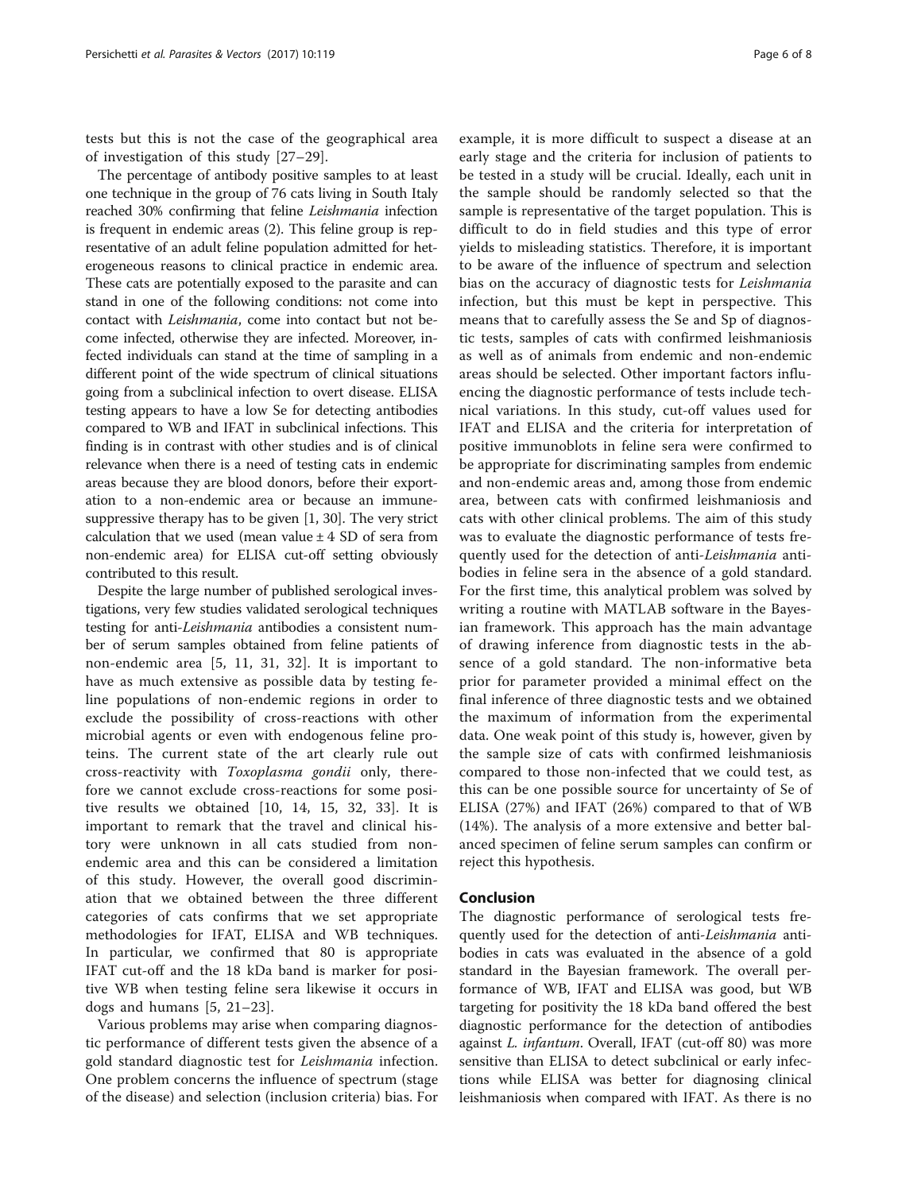tests but this is not the case of the geographical area of investigation of this study [27–29].

The percentage of antibody positive samples to at least one technique in the group of 76 cats living in South Italy reached 30% confirming that feline *Leishmania* infection is frequent in endemic areas (2). This feline group is representative of an adult feline population admitted for heterogeneous reasons to clinical practice in endemic area. These cats are potentially exposed to the parasite and can stand in one of the following conditions: not come into contact with *Leishmania*, come into contact but not become infected, otherwise they are infected. Moreover, infected individuals can stand at the time of sampling in a different point of the wide spectrum of clinical situations going from a subclinical infection to overt disease. ELISA testing appears to have a low Se for detecting antibodies compared to WB and IFAT in subclinical infections. This finding is in contrast with other studies and is of clinical relevance when there is a need of testing cats in endemic areas because they are blood donors, before their exportation to a non-endemic area or because an immune-suppressive therapy has to be given [1, 30]. The very strict calculation that we used (mean value ± 4 SD of sera from non-endemic area) for ELISA cut-off setting obviously contributed to this result.

Despite the large number of published serological investigations, very few studies validated serological techniques testing for anti-*Leishmania* antibodies a consistent number of serum samples obtained from feline patients of non-endemic area [5, 11, 31, 32]. It is important to have as much extensive as possible data by testing feline populations of non-endemic regions in order to exclude the possibility of cross-reactions with other microbial agents or even with endogenous feline proteins. The current state of the art clearly rule out cross-reactivity with *Toxoplasma gondii* only, therefore we cannot exclude cross-reactions for some positive results we obtained [10, 14, 15, 32, 33]. It is important to remark that the travel and clinical history were unknown in all cats studied from non-endemic area and this can be considered a limitation of this study. However, the overall good discrimination that we obtained between the three different categories of cats confirms that we set appropriate methodologies for IFAT, ELISA and WB techniques. In particular, we confirmed that 80 is appropriate IFAT cut-off and the 18 kDa band is marker for positive WB when testing feline sera likewise it occurs in dogs and humans [5, 21–23].

Various problems may arise when comparing diagnostic performance of different tests given the absence of a gold standard diagnostic test for *Leishmania* infection. One problem concerns the influence of spectrum (stage of the disease) and selection (inclusion criteria) bias. For example, it is more difficult to suspect a disease at an early stage and the criteria for inclusion of patients to be tested in a study will be crucial. Ideally, each unit in the sample should be randomly selected so that the sample is representative of the target population. This is difficult to do in field studies and this type of error yields to misleading statistics. Therefore, it is important to be aware of the influence of spectrum and selection bias on the accuracy of diagnostic tests for *Leishmania* infection, but this must be kept in perspective. This means that to carefully assess the Se and Sp of diagnostic tests, samples of cats with confirmed leishmaniosis as well as of animals from endemic and non-endemic areas should be selected. Other important factors influencing the diagnostic performance of tests include technical variations. In this study, cut-off values used for IFAT and ELISA and the criteria for interpretation of positive immunoblots in feline sera were confirmed to be appropriate for discriminating samples from endemic and non-endemic areas and, among those from endemic area, between cats with confirmed leishmaniosis and cats with other clinical problems. The aim of this study was to evaluate the diagnostic performance of tests frequently used for the detection of anti-*Leishmania* antibodies in feline sera in the absence of a gold standard. For the first time, this analytical problem was solved by writing a routine with MATLAB software in the Bayesian framework. This approach has the main advantage of drawing inference from diagnostic tests in the absence of a gold standard. The non-informative beta prior for parameter provided a minimal effect on the final inference of three diagnostic tests and we obtained the maximum of information from the experimental data. One weak point of this study is, however, given by the sample size of cats with confirmed leishmaniosis compared to those non-infected that we could test, as this can be one possible source for uncertainty of Se of ELISA (27%) and IFAT (26%) compared to that of WB (14%). The analysis of a more extensive and better balanced specimen of feline serum samples can confirm or reject this hypothesis.

## Conclusion

The diagnostic performance of serological tests frequently used for the detection of anti-*Leishmania* antibodies in cats was evaluated in the absence of a gold standard in the Bayesian framework. The overall performance of WB, IFAT and ELISA was good, but WB targeting for positivity the 18 kDa band offered the best diagnostic performance for the detection of antibodies against *L. infantum*. Overall, IFAT (cut-off 80) was more sensitive than ELISA to detect subclinical or early infections while ELISA was better for diagnosing clinical leishmaniosis when compared with IFAT. As there is no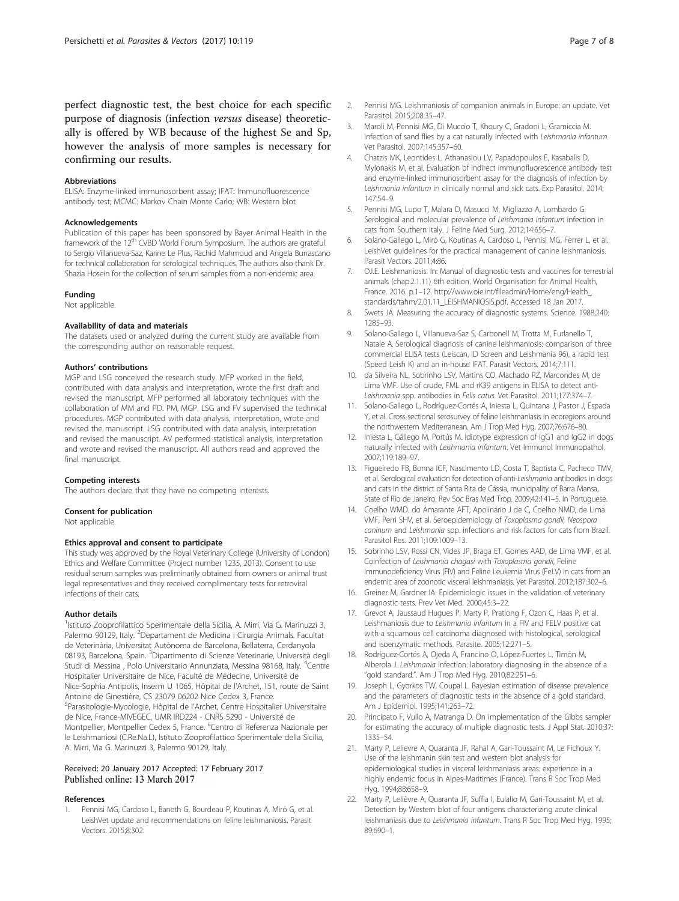perfect diagnostic test, the best choice for each specific purpose of diagnosis (infection *versus* disease) theoretically is offered by WB because of the highest Se and Sp, however the analysis of more samples is necessary for confirming our results.

#### Abbreviations

ELISA: Enzyme-linked immunosorbent assay; IFAT: Immunofluorescence antibody test; MCMC: Markov Chain Monte Carlo; WB: Western blot

#### Acknowledgements

Publication of this paper has been sponsored by Bayer Animal Health in the framework of the 12th CVBD World Forum Symposium. The authors are grateful to Sergio Villanueva-Saz, Karine Le Plus, Rachid Mahmoud and Angela Burrascano for technical collaboration for serological techniques. The authors also thank Dr. Shazia Hosein for the collection of serum samples from a non-endemic area.

#### Funding

Not applicable.

#### Availability of data and materials

The datasets used or analyzed during the current study are available from the corresponding author on reasonable request.

#### Authors' contributions

MGP and LSG conceived the research study. MFP worked in the field, contributed with data analysis and interpretation, wrote the first draft and revised the manuscript. MFP performed all laboratory techniques with the collaboration of MM and PD. PM, MGP, LSG and FV supervised the technical procedures. MGP contributed with data analysis, interpretation, wrote and revised the manuscript. LSG contributed with data analysis, interpretation and revised the manuscript. AV performed statistical analysis, interpretation and wrote and revised the manuscript. All authors read and approved the final manuscript.

#### Competing interests

The authors declare that they have no competing interests.

#### Consent for publication

Not applicable.

#### Ethics approval and consent to participate

This study was approved by the Royal Veterinary College (University of London) Ethics and Welfare Committee (Project number 1235, 2013). Consent to use residual serum samples was preliminarily obtained from owners or animal trust legal representatives and they received complimentary tests for retroviral infections of their cats.

#### Author details

[1]Istituto Zooprofilattico Sperimentale della Sicilia, A. Mirri, Via G. Marinuzzi 3, Palermo 90129, Italy. [2]Departament de Medicina i Cirurgia Animals. Facultat de Veterinària, Universitat Autònoma de Barcelona, Bellaterra, Cerdanyola 08193, Barcelona, Spain. [3]Dipartimento di Scienze Veterinarie, Università degli Studi di Messina , Polo Universitario Annunziata, Messina 98168, Italy. [4]Centre Hospitalier Universitaire de Nice, Faculté de Médecine, Université de Nice-Sophia Antipolis, Inserm U 1065, Hôpital de l'Archet, 151, route de Saint Antoine de Ginestière, CS 23079 06202 Nice Cedex 3, France. [5]Parasitologie-Mycologie, Hôpital de l'Archet, Centre Hospitalier Universitaire de Nice, France-MIVEGEC, UMR IRD224 - CNRS 5290 - Université de Montpellier, Montpellier Cedex 5, France. [6]Centro di Referenza Nazionale per le Leishmaniosi (C.Re.Na.L), Istituto Zooprofilattico Sperimentale della Sicilia, A. Mirri, Via G. Marinuzzi 3, Palermo 90129, Italy.

Received: 20 January 2017 Accepted: 17 February 2017
Published online: 13 March 2017

#### References

1. Pennisi MG, Cardoso L, Baneth G, Bourdeau P, Koutinas A, Miró G, et al. LeishVet update and recommendations on feline leishmaniosis. Parasit Vectors. 2015;8:302.
2. Pennisi MG. Leishmaniosis of companion animals in Europe: an update. Vet Parasitol. 2015;208:35–47.
3. Maroli M, Pennisi MG, Di Muccio T, Khoury C, Gradoni L, Gramiccia M. Infection of sand flies by a cat naturally infected with *Leishmania infantum*. Vet Parasitol. 2007;145:357–60.
4. Chatzis MK, Leontides L, Athanasiou LV, Papadopoulos E, Kasabalis D, Mylonakis M, et al. Evaluation of indirect immunofluorescence antibody test and enzyme-linked immunosorbent assay for the diagnosis of infection by *Leishmania infantum* in clinically normal and sick cats. Exp Parasitol. 2014; 147:54–9.
5. Pennisi MG, Lupo T, Malara D, Masucci M, Migliazzo A, Lombardo G. Serological and molecular prevalence of *Leishmania infantum* infection in cats from Southern Italy. J Feline Med Surg. 2012;14:656–7.
6. Solano-Gallego L, Miró G, Koutinas A, Cardoso L, Pennisi MG, Ferrer L, et al. LeishVet guidelines for the practical management of canine leishmaniosis. Parasit Vectors. 2011;4:86.
7. O.I.E. Leishmaniosis. In: Manual of diagnostic tests and vaccines for terrestrial animals (chap.2.1.11) 6th edition. World Organisation for Animal Health, France. 2016. p.1–12. http://www.oie.int/fileadmin/Home/eng/Health_standards/tahm/2.01.11_LEISHMANIOSIS.pdf. Accessed 18 Jan 2017.
8. Swets JA. Measuring the accuracy of diagnostic systems. Science. 1988;240: 1285–93.
9. Solano-Gallego L, Villanueva-Saz S, Carbonell M, Trotta M, Furlanello T, Natale A. Serological diagnosis of canine leishmaniosis: comparison of three commercial ELISA tests (Leiscan, ID Screen and Leishmania 96), a rapid test (Speed Leish K) and an in-house IFAT. Parasit Vectors. 2014;7:111.
10. da Silveira NL, Sobrinho LSV, Martins CO, Machado RZ, Marcondes M, de Lima VMF. Use of crude, FML and rK39 antigens in ELISA to detect anti-*Leishmania* spp. antibodies in *Felis catus*. Vet Parasitol. 2011;177:374–7.
11. Solano-Gallego L, Rodríguez-Cortés A, Iniesta L, Quintana J, Pastor J, Espada Y, et al. Cross-sectional serosurvey of feline leishmaniasis in ecoregions around the northwestern Mediterranean. Am J Trop Med Hyg. 2007;76:676–80.
12. Iniesta L, Gállego M, Portús M. Idiotype expression of IgG1 and IgG2 in dogs naturally infected with *Leishmania infantum*. Vet Immunol Immunopathol. 2007;119:189–97.
13. Figueiredo FB, Bonna ICF, Nascimento LD, Costa T, Baptista C, Pacheco TMV, et al. Serological evaluation for detection of anti-*Leishmania* antibodies in dogs and cats in the district of Santa Rita de Cássia, municipality of Barra Mansa, State of Rio de Janeiro. Rev Soc Bras Med Trop. 2009;42:141–5. In Portuguese.
14. Coelho WMD. do Amarante AFT, Apolinário J de C, Coelho NMD, de Lima VMF, Perri SHV, et al. Seroepidemiology of *Toxoplasma gondii*, *Neospora caninum* and *Leishmania* spp. infections and risk factors for cats from Brazil. Parasitol Res. 2011;109:1009–13.
15. Sobrinho LSV, Rossi CN, Vides JP, Braga ET, Gomes AAD, de Lima VMF, et al. Coinfection of *Leishmania chagasi* with *Toxoplasma gondii*, Feline Immunodeficiency Virus (FIV) and Feline Leukemia Virus (FeLV) in cats from an endemic area of zoonotic visceral leishmaniasis. Vet Parasitol. 2012;187:302–6.
16. Greiner M, Gardner IA. Epidemiologic issues in the validation of veterinary diagnostic tests. Prev Vet Med. 2000;45:3–22.
17. Grevot A, Jaussaud Hugues P, Marty P, Pratlong F, Ozon C, Haas P, et al. Leishmaniosis due to *Leishmania infantum* in a FIV and FELV positive cat with a squamous cell carcinoma diagnosed with histological, serological and isoenzymatic methods. Parasite. 2005;12:271–5.
18. Rodríguez-Cortés A, Ojeda A, Francino O, López-Fuertes L, Timón M, Alberola J. *Leishmania* infection: laboratory diagnosing in the absence of a "gold standard.". Am J Trop Med Hyg. 2010;82:251–6.
19. Joseph L, Gyorkos TW, Coupal L. Bayesian estimation of disease prevalence and the parameters of diagnostic tests in the absence of a gold standard. Am J Epidemiol. 1995;141:263–72.
20. Principato F, Vullo A, Matranga D. On implementation of the Gibbs sampler for estimating the accuracy of multiple diagnostic tests. J Appl Stat. 2010;37: 1335–54.
21. Marty P, Lelievre A, Quaranta JF, Rahal A, Gari-Toussaint M, Le Fichoux Y. Use of the leishmanin skin test and western blot analysis for epidemiological studies in visceral leishmaniasis areas: experience in a highly endemic focus in Alpes-Maritimes (France). Trans R Soc Trop Med Hyg. 1994;88:658–9.
22. Marty P, Lelièvre A, Quaranta JF, Suffia I, Eulalio M, Gari-Toussaint M, et al. Detection by Western blot of four antigens characterizing acute clinical leishmaniasis due to *Leishmania infantum*. Trans R Soc Trop Med Hyg. 1995; 89:690–1.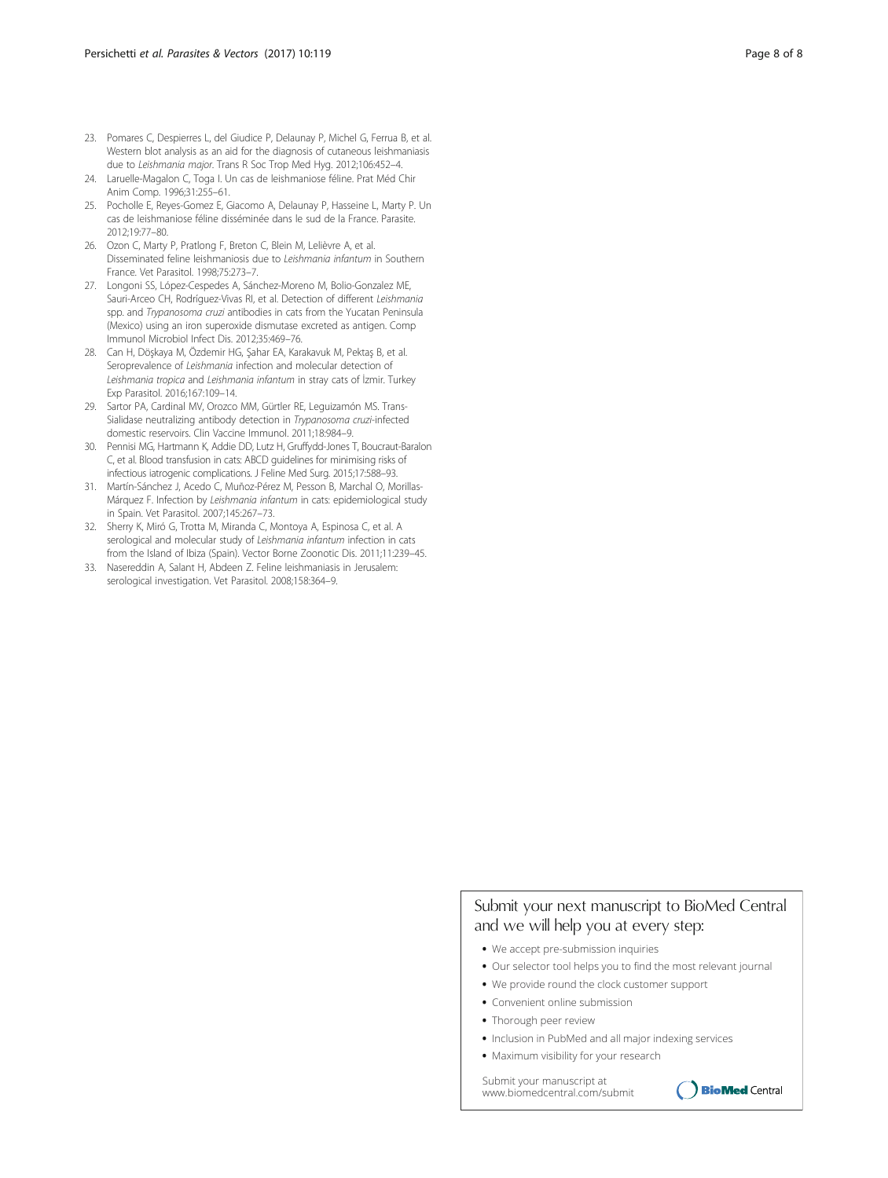23. Pomares C, Despierres L, del Giudice P, Delaunay P, Michel G, Ferrua B, et al. Western blot analysis as an aid for the diagnosis of cutaneous leishmaniasis due to *Leishmania major*. Trans R Soc Trop Med Hyg. 2012;106:452–4.
24. Laruelle-Magalon C, Toga I. Un cas de leishmaniose féline. Prat Méd Chir Anim Comp. 1996;31:255–61.
25. Pocholle E, Reyes-Gomez E, Giacomo A, Delaunay P, Hasseine L, Marty P. Un cas de leishmaniose féline disséminée dans le sud de la France. Parasite. 2012;19:77–80.
26. Ozon C, Marty P, Pratlong F, Breton C, Blein M, Lelièvre A, et al. Disseminated feline leishmaniosis due to *Leishmania infantum* in Southern France. Vet Parasitol. 1998;75:273–7.
27. Longoni SS, López-Cespedes A, Sánchez-Moreno M, Bolio-Gonzalez ME, Sauri-Arceo CH, Rodríguez-Vivas RI, et al. Detection of different *Leishmania* spp. and *Trypanosoma cruzi* antibodies in cats from the Yucatan Peninsula (Mexico) using an iron superoxide dismutase excreted as antigen. Comp Immunol Microbiol Infect Dis. 2012;35:469–76.
28. Can H, Döşkaya M, Özdemir HG, Şahar EA, Karakavuk M, Pektaş B, et al. Seroprevalence of *Leishmania* infection and molecular detection of *Leishmania tropica* and *Leishmania infantum* in stray cats of İzmir. Turkey Exp Parasitol. 2016;167:109–14.
29. Sartor PA, Cardinal MV, Orozco MM, Gürtler RE, Leguizamón MS. Trans-Sialidase neutralizing antibody detection in *Trypanosoma cruzi*-infected domestic reservoirs. Clin Vaccine Immunol. 2011;18:984–9.
30. Pennisi MG, Hartmann K, Addie DD, Lutz H, Gruffydd-Jones T, Boucraut-Baralon C, et al. Blood transfusion in cats: ABCD guidelines for minimising risks of infectious iatrogenic complications. J Feline Med Surg. 2015;17:588–93.
31. Martín-Sánchez J, Acedo C, Muñoz-Pérez M, Pesson B, Marchal O, Morillas-Márquez F. Infection by *Leishmania infantum* in cats: epidemiological study in Spain. Vet Parasitol. 2007;145:267–73.
32. Sherry K, Miró G, Trotta M, Miranda C, Montoya A, Espinosa C, et al. A serological and molecular study of *Leishmania infantum* infection in cats from the Island of Ibiza (Spain). Vector Borne Zoonotic Dis. 2011;11:239–45.
33. Nasereddin A, Salant H, Abdeen Z. Feline leishmaniasis in Jerusalem: serological investigation. Vet Parasitol. 2008;158:364–9.

Submit your next manuscript to BioMed Central and we will help you at every step:

- We accept pre-submission inquiries
- Our selector tool helps you to find the most relevant journal
- We provide round the clock customer support
- Convenient online submission
- Thorough peer review
- Inclusion in PubMed and all major indexing services
- Maximum visibility for your research

Submit your manuscript at www.biomedcentral.com/submit

BioMed Central